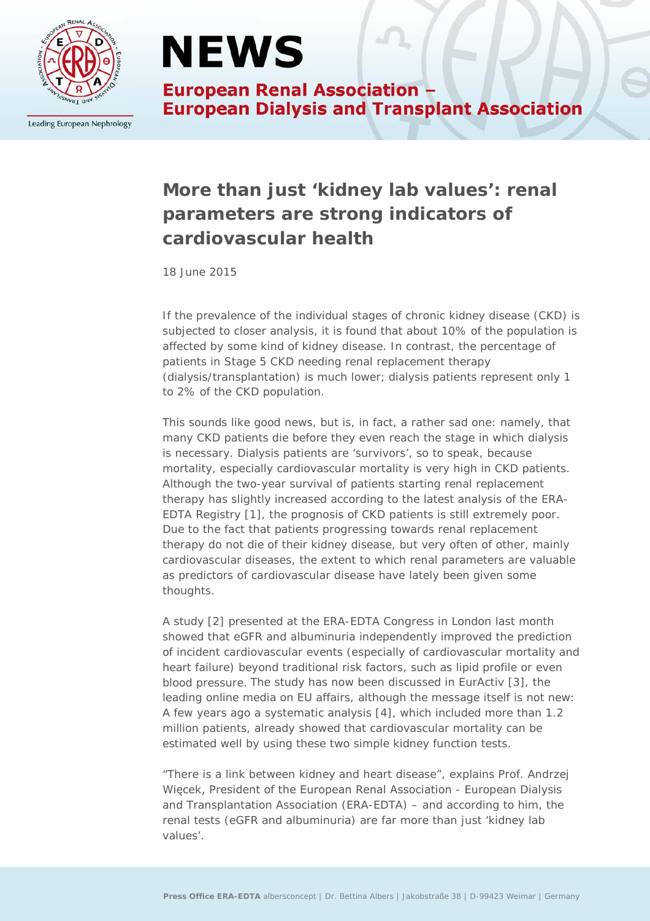# NEWS

**European Renal Association – European Dialysis and Transplant Association**

## More than just 'kidney lab values': renal parameters are strong indicators of cardiovascular health

18 June 2015

If the prevalence of the individual stages of chronic kidney disease (CKD) is subjected to closer analysis, it is found that about 10% of the population is affected by some kind of kidney disease. In contrast, the percentage of patients in Stage 5 CKD needing renal replacement therapy (dialysis/transplantation) is much lower; dialysis patients represent only 1 to 2% of the CKD population.

This sounds like good news, but is, in fact, a rather sad one: namely, that many CKD patients die before they even reach the stage in which dialysis is necessary. Dialysis patients are 'survivors', so to speak, because mortality, especially cardiovascular mortality is very high in CKD patients. Although the two-year survival of patients starting renal replacement therapy has slightly increased according to the latest analysis of the ERA-EDTA Registry [1], the prognosis of CKD patients is still extremely poor. Due to the fact that patients progressing towards renal replacement therapy do not die of their kidney disease, but very often of other, mainly cardiovascular diseases, the extent to which renal parameters are valuable as predictors of cardiovascular disease have lately been given some thoughts.

A study [2] presented at the ERA-EDTA Congress in London last month showed that eGFR and albuminuria independently improved the prediction of incident cardiovascular events (especially of cardiovascular mortality and heart failure) beyond traditional risk factors, such as lipid profile or even blood pressure. The study has now been discussed in EurActiv [3], the leading online media on EU affairs, although the message itself is not new: A few years ago a systematic analysis [4], which included more than 1.2 million patients, already showed that cardiovascular mortality can be estimated well by using these two simple kidney function tests.

"There is a link between kidney and heart disease", explains Prof. Andrzej Więcek, President of the European Renal Association - European Dialysis and Transplantation Association (ERA-EDTA) – and according to him, the renal tests (eGFR and albuminuria) are far more than just 'kidney lab values'.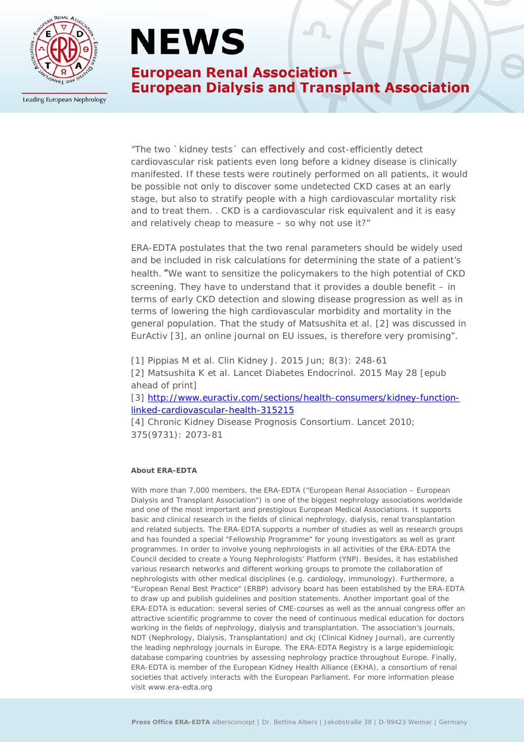"The two `kidney tests´ can effectively and cost-efficiently detect cardiovascular risk patients even long before a kidney disease is clinically manifested. If these tests were routinely performed on all patients, it would be possible not only to discover some undetected CKD cases at an early stage, but also to stratify people with a high cardiovascular mortality risk and to treat them. . CKD is a cardiovascular risk equivalent and it is easy and relatively cheap to measure – so why not use it?"

ERA-EDTA postulates that the two renal parameters should be widely used and be included in risk calculations for determining the state of a patient's health. "We want to sensitize the policymakers to the high potential of CKD screening. They have to understand that it provides a double benefit – in terms of early CKD detection and slowing disease progression as well as in terms of lowering the high cardiovascular morbidity and mortality in the general population. That the study of Matsushita et al. [2] was discussed in EurActiv [3], an online journal on EU issues, is therefore very promising".

[1] Pippias M et al. Clin Kidney J. 2015 Jun; 8(3): 248-61
[2] Matsushita K et al. Lancet Diabetes Endocrinol. 2015 May 28 [epub ahead of print]
[3] http://www.euractiv.com/sections/health-consumers/kidney-function-linked-cardiovascular-health-315215
[4] Chronic Kidney Disease Prognosis Consortium. Lancet 2010; 375(9731): 2073-81

**About ERA-EDTA**

With more than 7,000 members, the ERA-EDTA ("European Renal Association – European Dialysis and Transplant Association") is one of the biggest nephrology associations worldwide and one of the most important and prestigious European Medical Associations. It supports basic and clinical research in the fields of clinical nephrology, dialysis, renal transplantation and related subjects. The ERA-EDTA supports a number of studies as well as research groups and has founded a special "Fellowship Programme" for young investigators as well as grant programmes. In order to involve young nephrologists in all activities of the ERA-EDTA the Council decided to create a Young Nephrologists' Platform (YNP). Besides, it has established various research networks and different working groups to promote the collaboration of nephrologists with other medical disciplines (e.g. cardiology, immunology). Furthermore, a "European Renal Best Practice" (ERBP) advisory board has been established by the ERA-EDTA to draw up and publish guidelines and position statements. Another important goal of the ERA-EDTA is education: several series of CME-courses as well as the annual congress offer an attractive scientific programme to cover the need of continuous medical education for doctors working in the fields of nephrology, dialysis and transplantation. The association's journals, NDT (Nephrology, Dialysis, Transplantation) and ckj (Clinical Kidney Journal), are currently the leading nephrology journals in Europe. The ERA-EDTA Registry is a large epidemiologic database comparing countries by assessing nephrology practice throughout Europe. Finally, ERA-EDTA is member of the European Kidney Health Alliance (EKHA), a consortium of renal societies that actively interacts with the European Parliament. For more information please visit www.era-edta.org